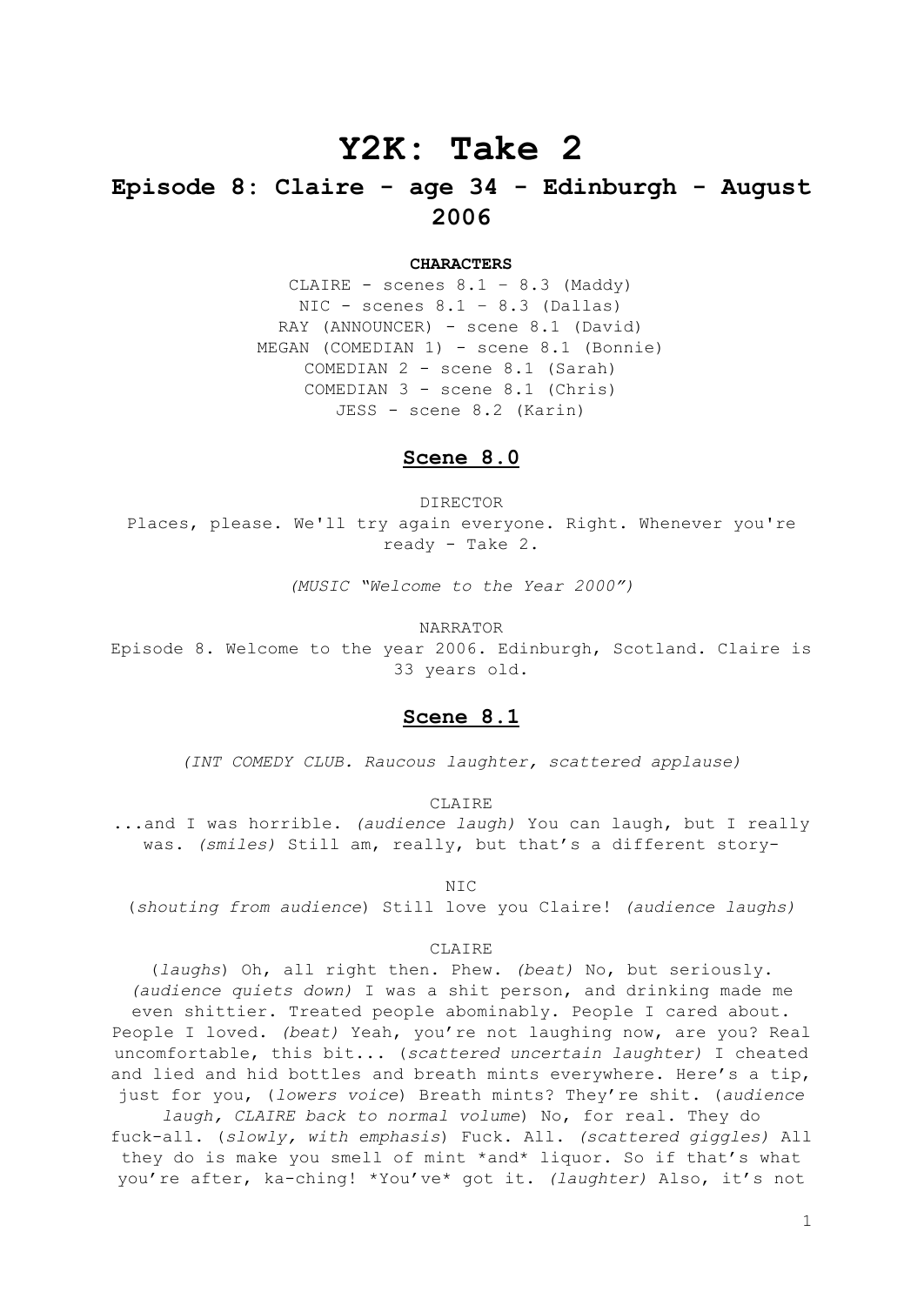# Y2K: Take 2

## Episode 8: Claire - age 34 - Edinburgh - August 2006

**CHARACTERS**

CLAIRE - scenes 8.1 – 8.3 (Maddy)
NIC - scenes 8.1 – 8.3 (Dallas)
RAY (ANNOUNCER) - scene 8.1 (David)
MEGAN (COMEDIAN 1) - scene 8.1 (Bonnie)
COMEDIAN 2 - scene 8.1 (Sarah)
COMEDIAN 3 - scene 8.1 (Chris)
JESS - scene 8.2 (Karin)

### Scene 8.0

DIRECTOR

Places, please. We'll try again everyone. Right. Whenever you're ready - Take 2.

*(MUSIC "Welcome to the Year 2000")*

NARRATOR

Episode 8. Welcome to the year 2006. Edinburgh, Scotland. Claire is 33 years old.

### Scene 8.1

*(INT COMEDY CLUB. Raucous laughter, scattered applause)*

CLAIRE

...and I was horrible. *(audience laugh)* You can laugh, but I really was. *(smiles)* Still am, really, but that's a different story-

NIC

(*shouting from audience*) Still love you Claire! *(audience laughs)*

CLAIRE

(*laughs*) Oh, all right then. Phew. *(beat)* No, but seriously. *(audience quiets down)* I was a shit person, and drinking made me even shittier. Treated people abominably. People I cared about. People I loved. *(beat)* Yeah, you're not laughing now, are you? Real uncomfortable, this bit... (*scattered uncertain laughter)* I cheated and lied and hid bottles and breath mints everywhere. Here's a tip, just for you, (*lowers voice*) Breath mints? They're shit. (*audience laugh, CLAIRE back to normal volume*) No, for real. They do fuck-all. (*slowly, with emphasis*) Fuck. All. *(scattered giggles)* All they do is make you smell of mint *and* liquor. So if that's what you're after, ka-ching! *You've* got it. *(laughter)* Also, it's not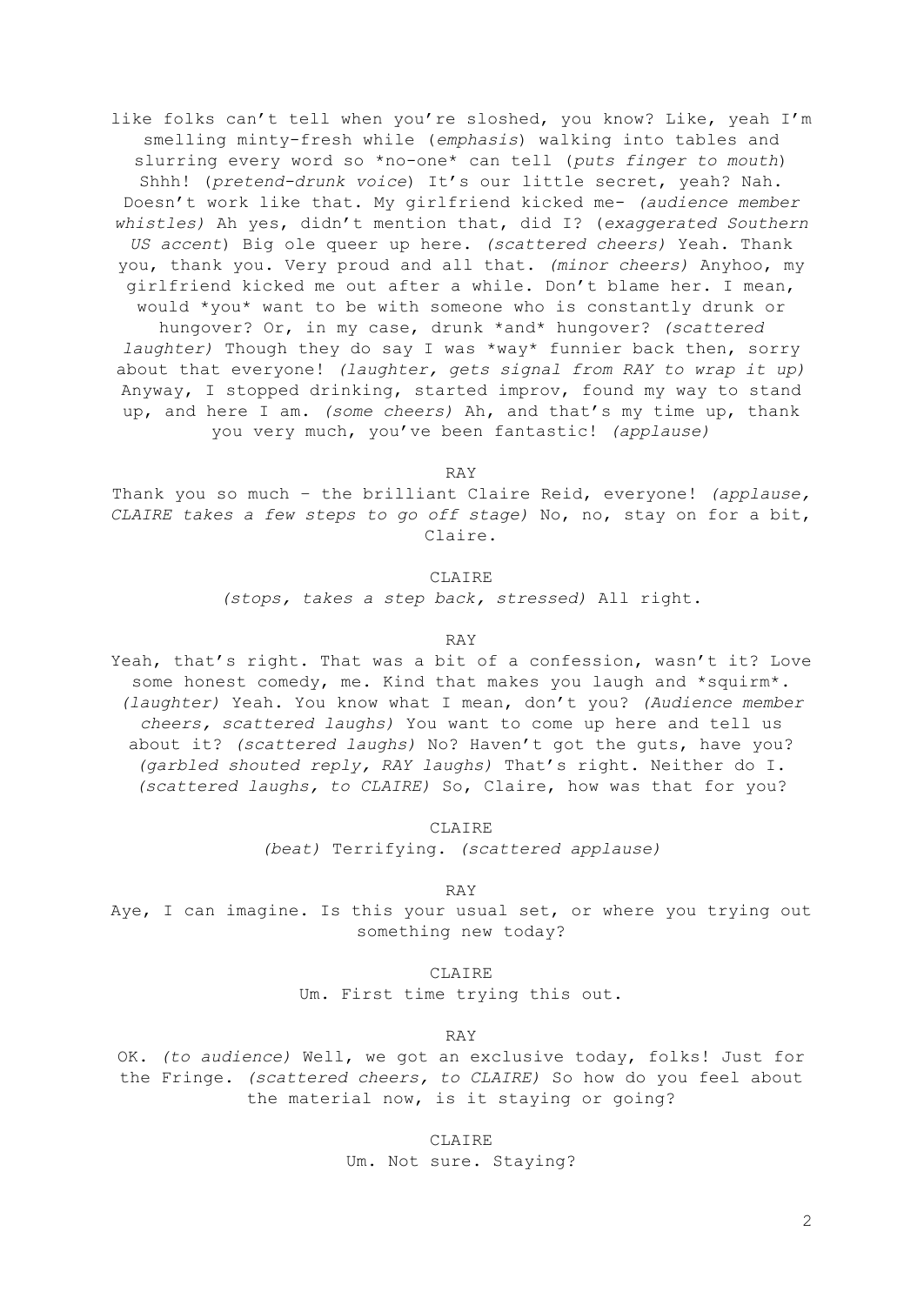like folks can't tell when you're sloshed, you know? Like, yeah I'm smelling minty-fresh while (*emphasis*) walking into tables and slurring every word so *no-one* can tell (*puts finger to mouth*) Shhh! (*pretend-drunk voice*) It's our little secret, yeah? Nah. Doesn't work like that. My girlfriend kicked me- *(audience member whistles)* Ah yes, didn't mention that, did I? (*exaggerated Southern US accent*) Big ole queer up here. *(scattered cheers)* Yeah. Thank you, thank you. Very proud and all that. *(minor cheers)* Anyhoo, my girlfriend kicked me out after a while. Don't blame her. I mean, would *you* want to be with someone who is constantly drunk or hungover? Or, in my case, drunk *and* hungover? *(scattered laughter)* Though they do say I was *way* funnier back then, sorry about that everyone! *(laughter, gets signal from RAY to wrap it up)* Anyway, I stopped drinking, started improv, found my way to stand up, and here I am. *(some cheers)* Ah, and that's my time up, thank you very much, you've been fantastic! *(applause)*

RAY

Thank you so much – the brilliant Claire Reid, everyone! *(applause, CLAIRE takes a few steps to go off stage)* No, no, stay on for a bit, Claire.

CLAIRE

*(stops, takes a step back, stressed)* All right.

RAY

Yeah, that's right. That was a bit of a confession, wasn't it? Love some honest comedy, me. Kind that makes you laugh and *squirm*. *(laughter)* Yeah. You know what I mean, don't you? *(Audience member cheers, scattered laughs)* You want to come up here and tell us about it? *(scattered laughs)* No? Haven't got the guts, have you? *(garbled shouted reply, RAY laughs)* That's right. Neither do I. *(scattered laughs, to CLAIRE)* So, Claire, how was that for you?

CLAIRE

*(beat)* Terrifying. *(scattered applause)*

RAY

Aye, I can imagine. Is this your usual set, or where you trying out something new today?

CLAIRE

Um. First time trying this out.

RAY

OK. *(to audience)* Well, we got an exclusive today, folks! Just for the Fringe. *(scattered cheers, to CLAIRE)* So how do you feel about the material now, is it staying or going?

CLAIRE

Um. Not sure. Staying?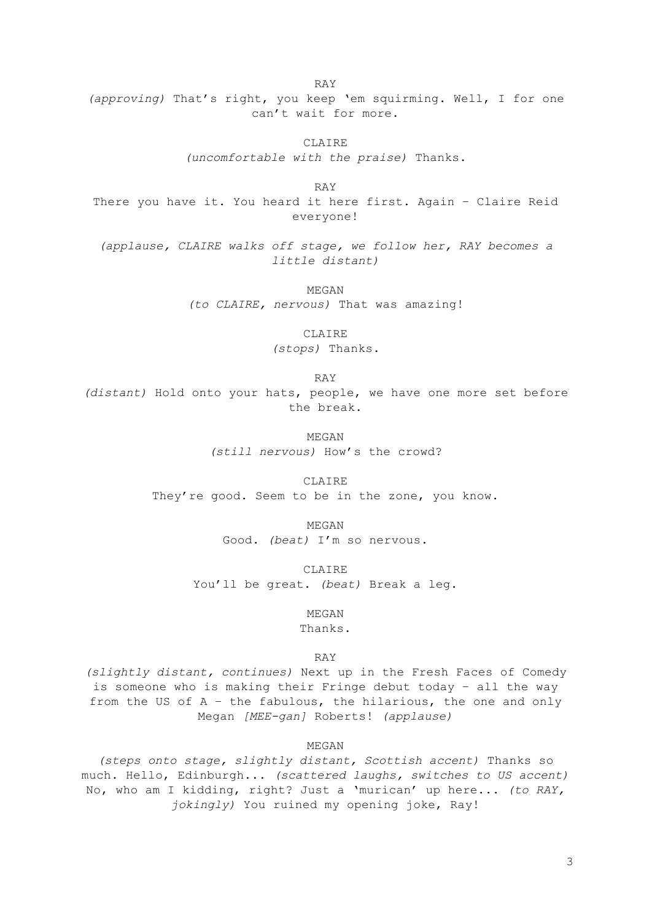RAY

*(approving)* That's right, you keep 'em squirming. Well, I for one can't wait for more.

CLAIRE

*(uncomfortable with the praise)* Thanks.

RAY

There you have it. You heard it here first. Again – Claire Reid everyone!

*(applause, CLAIRE walks off stage, we follow her, RAY becomes a little distant)*

MEGAN

*(to CLAIRE, nervous)* That was amazing!

CLAIRE

*(stops)* Thanks.

RAY

*(distant)* Hold onto your hats, people, we have one more set before the break.

MEGAN

*(still nervous)* How's the crowd?

CLAIRE

They're good. Seem to be in the zone, you know.

MEGAN

Good. *(beat)* I'm so nervous.

CLAIRE

You'll be great. *(beat)* Break a leg.

MEGAN

Thanks.

RAY

*(slightly distant, continues)* Next up in the Fresh Faces of Comedy is someone who is making their Fringe debut today – all the way from the US of A – the fabulous, the hilarious, the one and only Megan *[MEE-gan]* Roberts! *(applause)*

MEGAN

*(steps onto stage, slightly distant, Scottish accent)* Thanks so much. Hello, Edinburgh... *(scattered laughs, switches to US accent)* No, who am I kidding, right? Just a 'murican' up here... *(to RAY, jokingly)* You ruined my opening joke, Ray!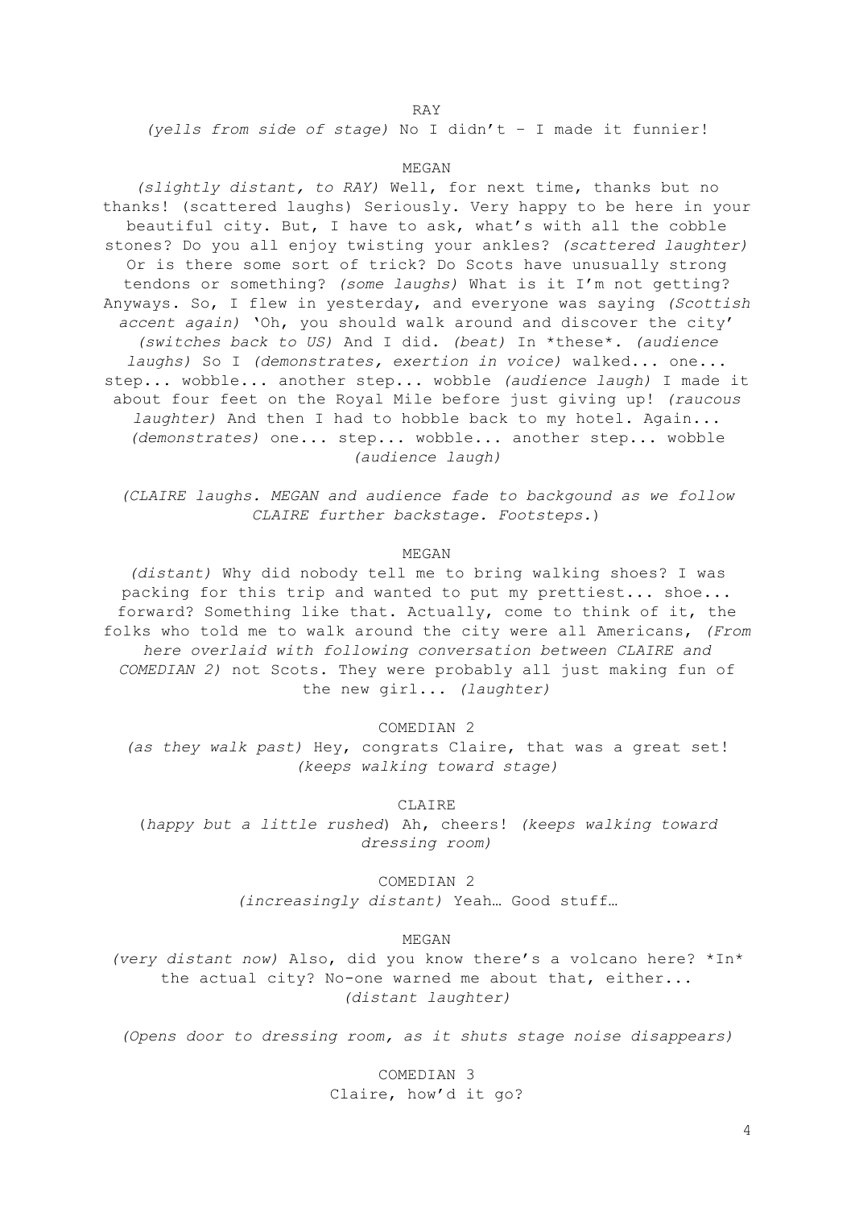RAY

*(yells from side of stage)* No I didn't – I made it funnier!

MEGAN

*(slightly distant, to RAY)* Well, for next time, thanks but no thanks! (scattered laughs) Seriously. Very happy to be here in your beautiful city. But, I have to ask, what's with all the cobble stones? Do you all enjoy twisting your ankles? *(scattered laughter)* Or is there some sort of trick? Do Scots have unusually strong tendons or something? *(some laughs)* What is it I'm not getting? Anyways. So, I flew in yesterday, and everyone was saying *(Scottish accent again)* 'Oh, you should walk around and discover the city' *(switches back to US)* And I did. *(beat)* In *these*. *(audience laughs)* So I *(demonstrates, exertion in voice)* walked... one... step... wobble... another step... wobble *(audience laugh)* I made it about four feet on the Royal Mile before just giving up! *(raucous laughter)* And then I had to hobble back to my hotel. Again... *(demonstrates)* one... step... wobble... another step... wobble *(audience laugh)*

*(CLAIRE laughs. MEGAN and audience fade to backgound as we follow CLAIRE further backstage. Footsteps.)*

MEGAN

*(distant)* Why did nobody tell me to bring walking shoes? I was packing for this trip and wanted to put my prettiest... shoe... forward? Something like that. Actually, come to think of it, the folks who told me to walk around the city were all Americans, *(From here overlaid with following conversation between CLAIRE and COMEDIAN 2)* not Scots. They were probably all just making fun of the new girl... *(laughter)*

COMEDIAN 2

*(as they walk past)* Hey, congrats Claire, that was a great set! *(keeps walking toward stage)*

CLAIRE

(*happy but a little rushed*) Ah, cheers! *(keeps walking toward dressing room)*

COMEDIAN 2

*(increasingly distant)* Yeah… Good stuff…

MEGAN

*(very distant now)* Also, did you know there's a volcano here? *In* the actual city? No-one warned me about that, either... *(distant laughter)*

*(Opens door to dressing room, as it shuts stage noise disappears)*

COMEDIAN 3

Claire, how'd it go?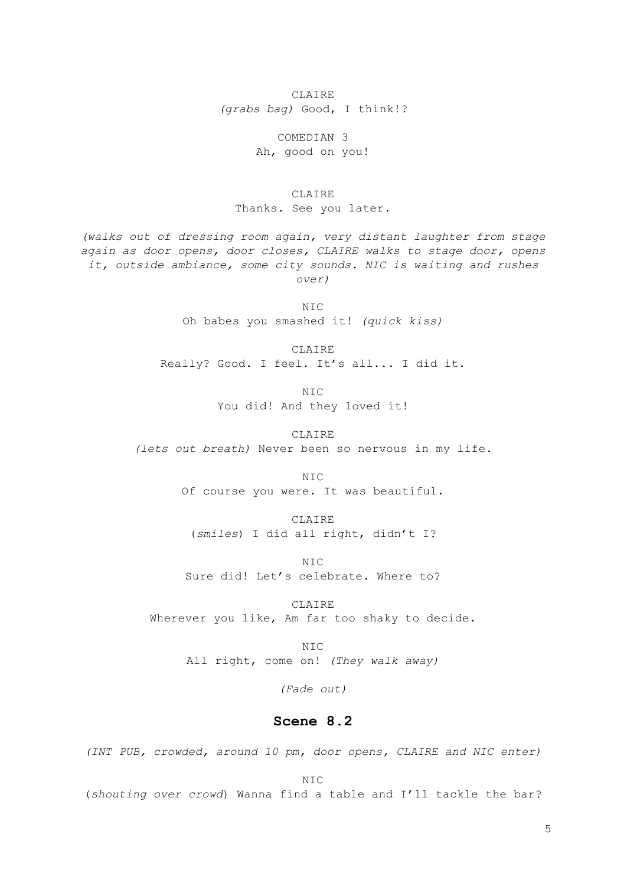CLAIRE

*(grabs bag)* Good, I think!?

COMEDIAN 3

Ah, good on you!

CLAIRE

Thanks. See you later.

*(walks out of dressing room again, very distant laughter from stage again as door opens, door closes, CLAIRE walks to stage door, opens it, outside ambiance, some city sounds. NIC is waiting and rushes over)*

NIC

Oh babes you smashed it! *(quick kiss)*

CLAIRE

Really? Good. I feel. It's all... I did it.

NIC

You did! And they loved it!

CLAIRE

*(lets out breath)* Never been so nervous in my life.

NIC

Of course you were. It was beautiful.

CLAIRE

(*smiles*) I did all right, didn't I?

NIC

Sure did! Let's celebrate. Where to?

CLAIRE

Wherever you like, Am far too shaky to decide.

NIC

All right, come on! *(They walk away)*

*(Fade out)*

## Scene 8.2

*(INT PUB, crowded, around 10 pm, door opens, CLAIRE and NIC enter)*

NIC

(*shouting over crowd*) Wanna find a table and I'll tackle the bar?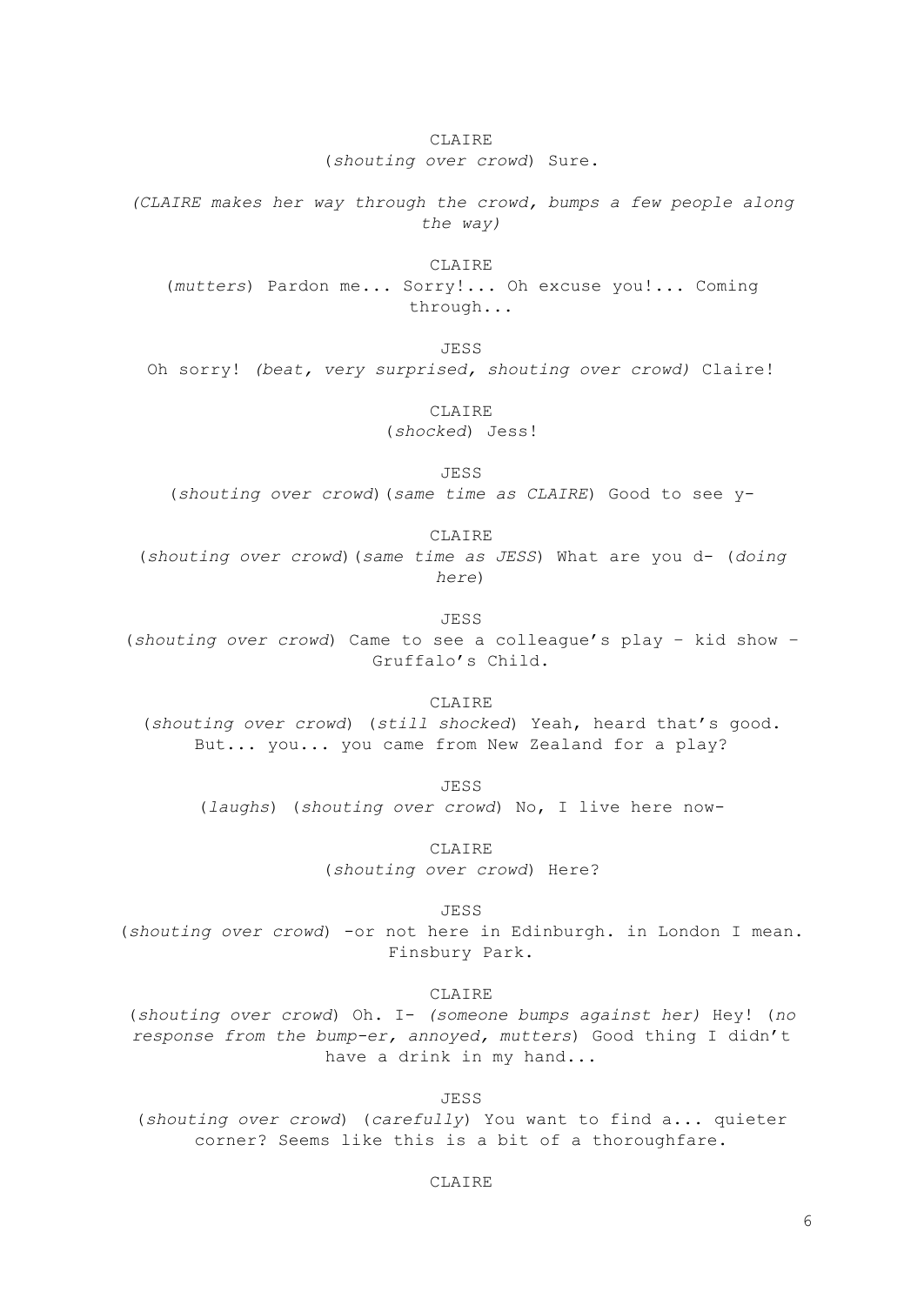CLAIRE

(*shouting over crowd*) Sure.

*(CLAIRE makes her way through the crowd, bumps a few people along the way)*

CLAIRE

(*mutters*) Pardon me... Sorry!... Oh excuse you!... Coming through...

JESS

Oh sorry! *(beat, very surprised, shouting over crowd)* Claire!

CLAIRE

(*shocked*) Jess!

JESS

(*shouting over crowd*)(*same time as CLAIRE*) Good to see y-

CLAIRE

(*shouting over crowd*)(*same time as JESS*) What are you d- (*doing here*)

JESS

(*shouting over crowd*) Came to see a colleague's play – kid show – Gruffalo's Child.

CLAIRE

(*shouting over crowd*) (*still shocked*) Yeah, heard that's good. But... you... you came from New Zealand for a play?

JESS

(*laughs*) (*shouting over crowd*) No, I live here now-

CLAIRE

(*shouting over crowd*) Here?

JESS

(*shouting over crowd*) -or not here in Edinburgh. in London I mean. Finsbury Park.

CLAIRE

(*shouting over crowd*) Oh. I- *(someone bumps against her)* Hey! (*no response from the bump-er, annoyed, mutters*) Good thing I didn't have a drink in my hand...

JESS

(*shouting over crowd*) (*carefully*) You want to find a... quieter corner? Seems like this is a bit of a thoroughfare.

CLAIRE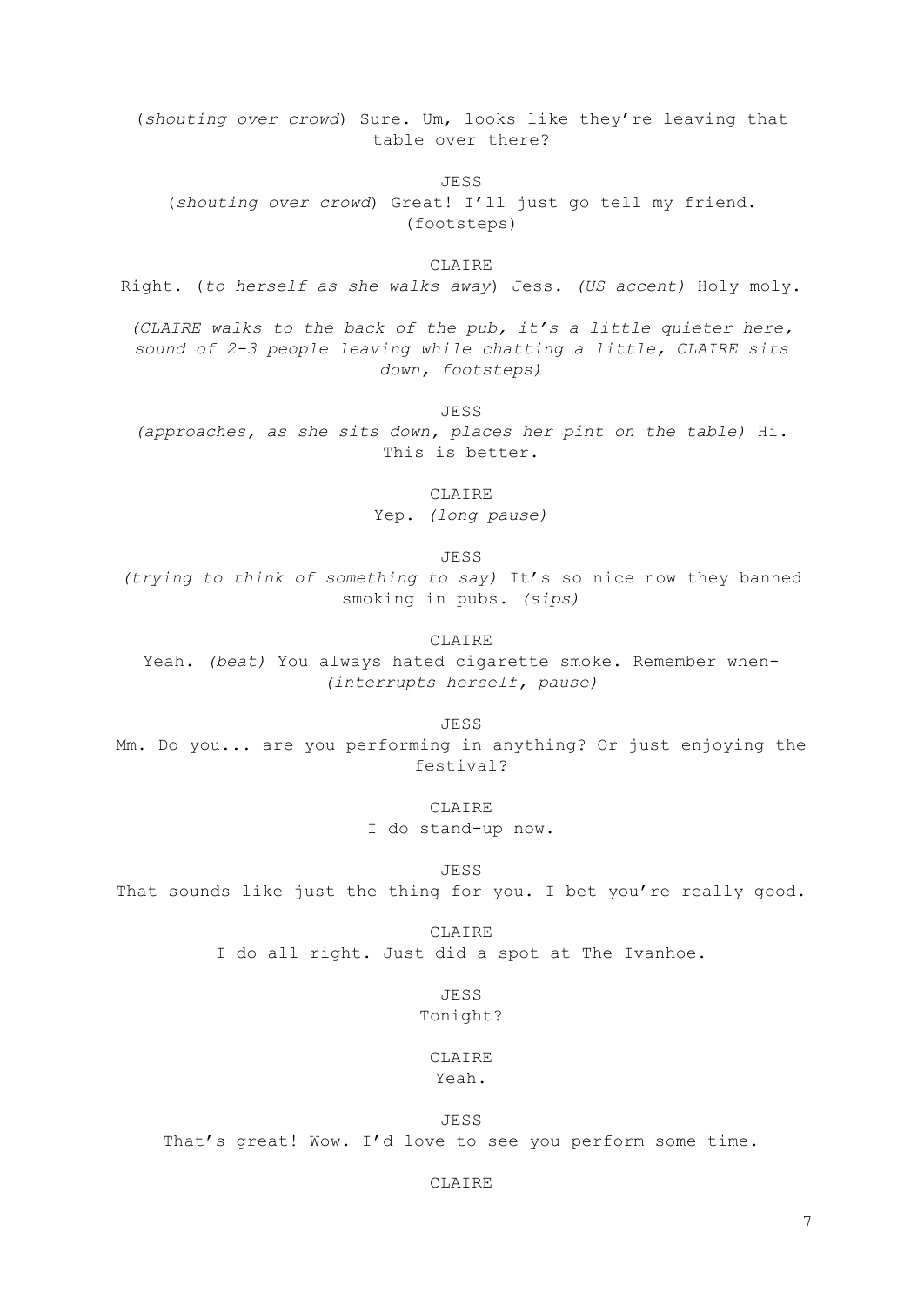(*shouting over crowd*) Sure. Um, looks like they're leaving that table over there?

JESS

(*shouting over crowd*) Great! I'll just go tell my friend. (footsteps)

CLAIRE

Right. (*to herself as she walks away*) Jess. *(US accent)* Holy moly.

*(CLAIRE walks to the back of the pub, it's a little quieter here, sound of 2-3 people leaving while chatting a little, CLAIRE sits down, footsteps)*

JESS

*(approaches, as she sits down, places her pint on the table)* Hi. This is better.

CLAIRE

Yep. *(long pause)*

JESS

*(trying to think of something to say)* It's so nice now they banned smoking in pubs. *(sips)*

CLAIRE

Yeah. *(beat)* You always hated cigarette smoke. Remember when- *(interrupts herself, pause)*

JESS

Mm. Do you... are you performing in anything? Or just enjoying the festival?

CLAIRE

I do stand-up now.

JESS

That sounds like just the thing for you. I bet you're really good.

CLAIRE

I do all right. Just did a spot at The Ivanhoe.

JESS

Tonight?

CLAIRE

Yeah.

JESS

That's great! Wow. I'd love to see you perform some time.

CLAIRE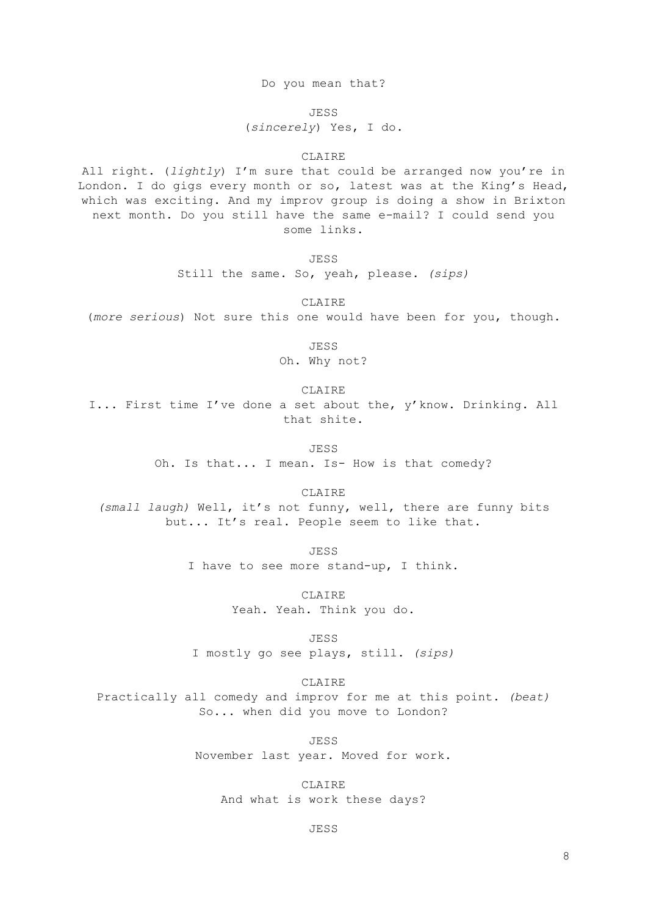Do you mean that?

JESS

(*sincerely*) Yes, I do.

CLAIRE

All right. (*lightly*) I'm sure that could be arranged now you're in London. I do gigs every month or so, latest was at the King's Head, which was exciting. And my improv group is doing a show in Brixton next month. Do you still have the same e-mail? I could send you some links.

JESS

Still the same. So, yeah, please. *(sips)*

CLAIRE

(*more serious*) Not sure this one would have been for you, though.

JESS

Oh. Why not?

CLAIRE

I... First time I've done a set about the, y'know. Drinking. All that shite.

JESS

Oh. Is that... I mean. Is- How is that comedy?

CLAIRE

*(small laugh)* Well, it's not funny, well, there are funny bits but... It's real. People seem to like that.

JESS

I have to see more stand-up, I think.

CLAIRE

Yeah. Yeah. Think you do.

JESS

I mostly go see plays, still. *(sips)*

CLAIRE

Practically all comedy and improv for me at this point. *(beat)* So... when did you move to London?

JESS

November last year. Moved for work.

CLAIRE

And what is work these days?

JESS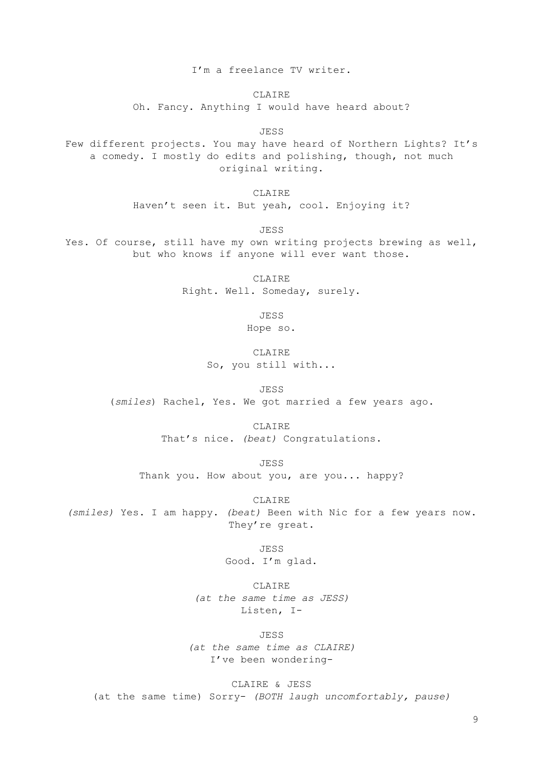I'm a freelance TV writer.

CLAIRE

Oh. Fancy. Anything I would have heard about?

JESS

Few different projects. You may have heard of Northern Lights? It's a comedy. I mostly do edits and polishing, though, not much original writing.

CLAIRE

Haven't seen it. But yeah, cool. Enjoying it?

JESS

Yes. Of course, still have my own writing projects brewing as well, but who knows if anyone will ever want those.

CLAIRE

Right. Well. Someday, surely.

JESS

Hope so.

CLAIRE

So, you still with...

JESS

(*smiles*) Rachel, Yes. We got married a few years ago.

CLAIRE

That's nice. *(beat)* Congratulations.

JESS

Thank you. How about you, are you... happy?

CLAIRE

*(smiles)* Yes. I am happy. *(beat)* Been with Nic for a few years now. They're great.

JESS

Good. I'm glad.

CLAIRE

*(at the same time as JESS)*

Listen, I-

JESS

*(at the same time as CLAIRE)*

I've been wondering-

CLAIRE & JESS

(at the same time) Sorry- *(BOTH laugh uncomfortably, pause)*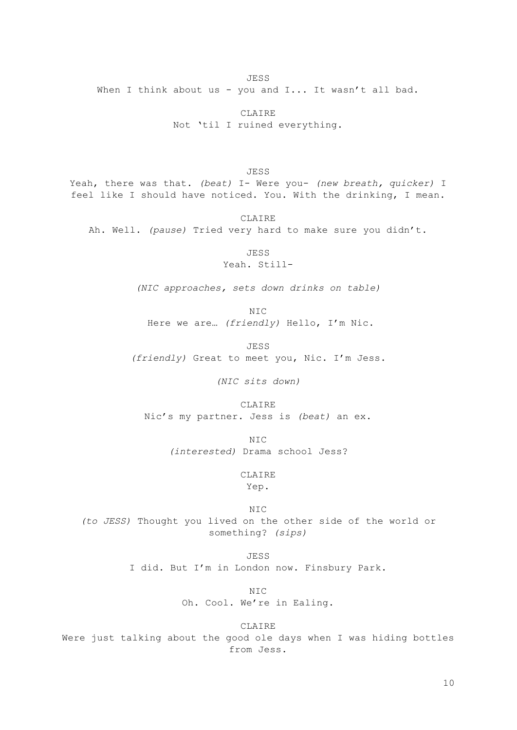JESS

When I think about us - you and I... It wasn't all bad.

CLAIRE

Not 'til I ruined everything.

JESS

Yeah, there was that. *(beat)* I- Were you- *(new breath, quicker)* I feel like I should have noticed. You. With the drinking, I mean.

CLAIRE

Ah. Well. *(pause)* Tried very hard to make sure you didn't.

JESS

Yeah. Still-

*(NIC approaches, sets down drinks on table)*

NIC

Here we are… *(friendly)* Hello, I'm Nic.

JESS

*(friendly)* Great to meet you, Nic. I'm Jess.

*(NIC sits down)*

CLAIRE

Nic's my partner. Jess is *(beat)* an ex.

NIC

*(interested)* Drama school Jess?

CLAIRE

Yep.

NIC

*(to JESS)* Thought you lived on the other side of the world or something? *(sips)*

JESS

I did. But I'm in London now. Finsbury Park.

NIC

Oh. Cool. We're in Ealing.

CLAIRE

Were just talking about the good ole days when I was hiding bottles from Jess.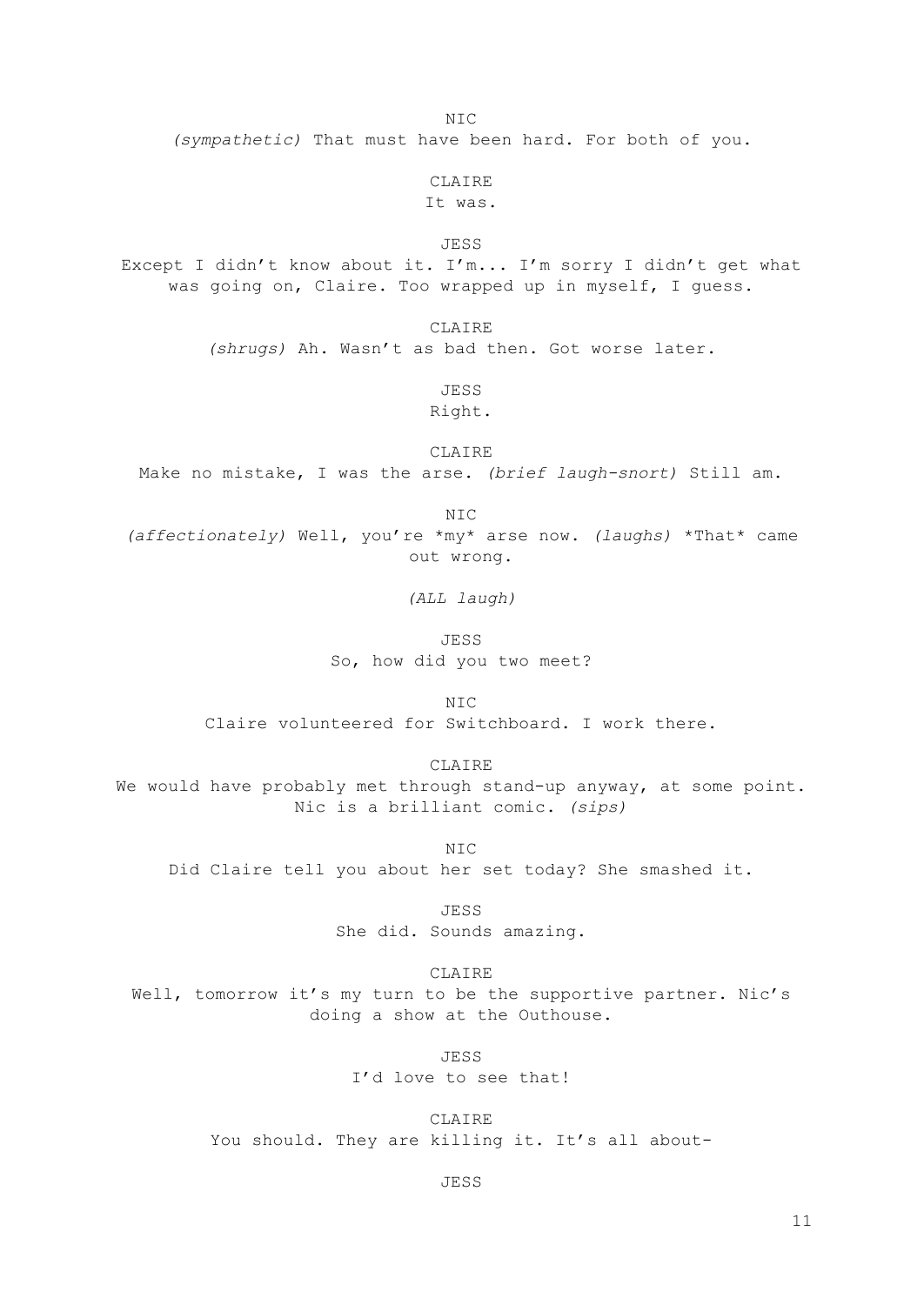NIC

*(sympathetic)* That must have been hard. For both of you.

CLAIRE

It was.

JESS

Except I didn't know about it. I'm... I'm sorry I didn't get what was going on, Claire. Too wrapped up in myself, I guess.

CLAIRE

*(shrugs)* Ah. Wasn't as bad then. Got worse later.

JESS

Right.

CLAIRE

Make no mistake, I was the arse. *(brief laugh-snort)* Still am.

NIC

*(affectionately)* Well, you're *my* arse now. *(laughs)* *That* came out wrong.

*(ALL laugh)*

JESS

So, how did you two meet?

NIC

Claire volunteered for Switchboard. I work there.

CLAIRE

We would have probably met through stand-up anyway, at some point. Nic is a brilliant comic. *(sips)*

NIC

Did Claire tell you about her set today? She smashed it.

JESS

She did. Sounds amazing.

CLAIRE

Well, tomorrow it's my turn to be the supportive partner. Nic's doing a show at the Outhouse.

JESS

I'd love to see that!

CLAIRE

You should. They are killing it. It's all about-

JESS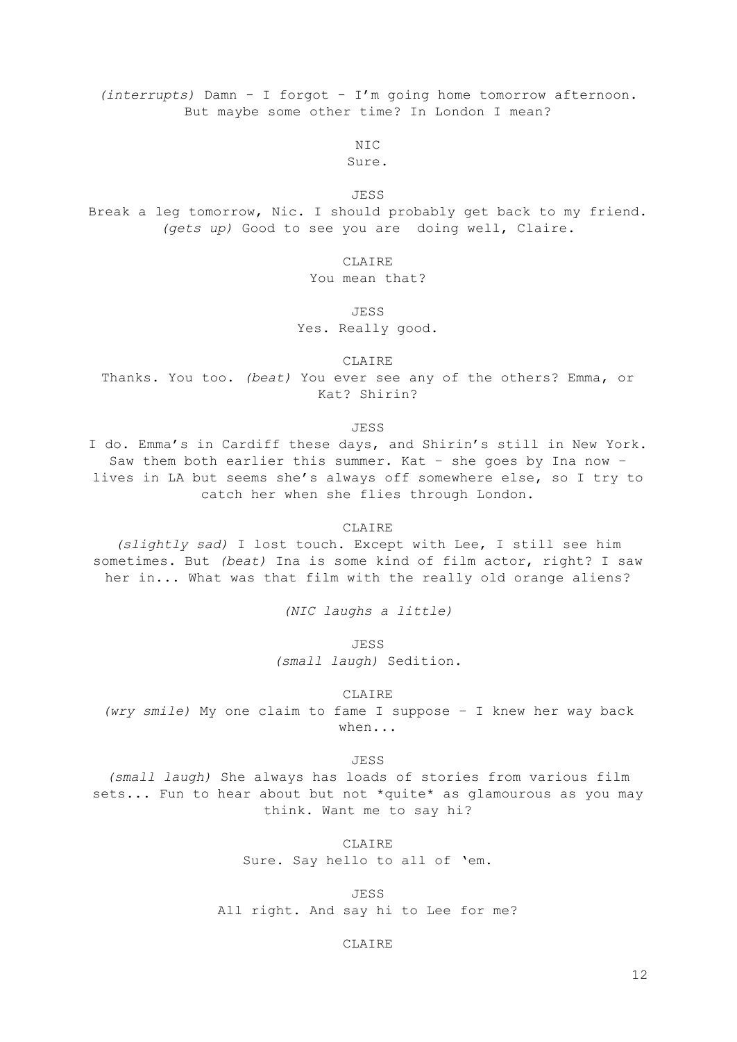*(interrupts)* Damn - I forgot - I'm going home tomorrow afternoon. But maybe some other time? In London I mean?

NIC

Sure.

JESS

Break a leg tomorrow, Nic. I should probably get back to my friend. *(gets up)* Good to see you are doing well, Claire.

CLAIRE

You mean that?

JESS

Yes. Really good.

CLAIRE

Thanks. You too. *(beat)* You ever see any of the others? Emma, or Kat? Shirin?

JESS

I do. Emma's in Cardiff these days, and Shirin's still in New York. Saw them both earlier this summer. Kat – she goes by Ina now – lives in LA but seems she's always off somewhere else, so I try to catch her when she flies through London.

CLAIRE

*(slightly sad)* I lost touch. Except with Lee, I still see him sometimes. But *(beat)* Ina is some kind of film actor, right? I saw her in... What was that film with the really old orange aliens?

*(NIC laughs a little)*

JESS

*(small laugh)* Sedition.

CLAIRE

*(wry smile)* My one claim to fame I suppose – I knew her way back when...

JESS

*(small laugh)* She always has loads of stories from various film sets... Fun to hear about but not *quite* as glamourous as you may think. Want me to say hi?

CLAIRE

Sure. Say hello to all of 'em.

JESS

All right. And say hi to Lee for me?

CLAIRE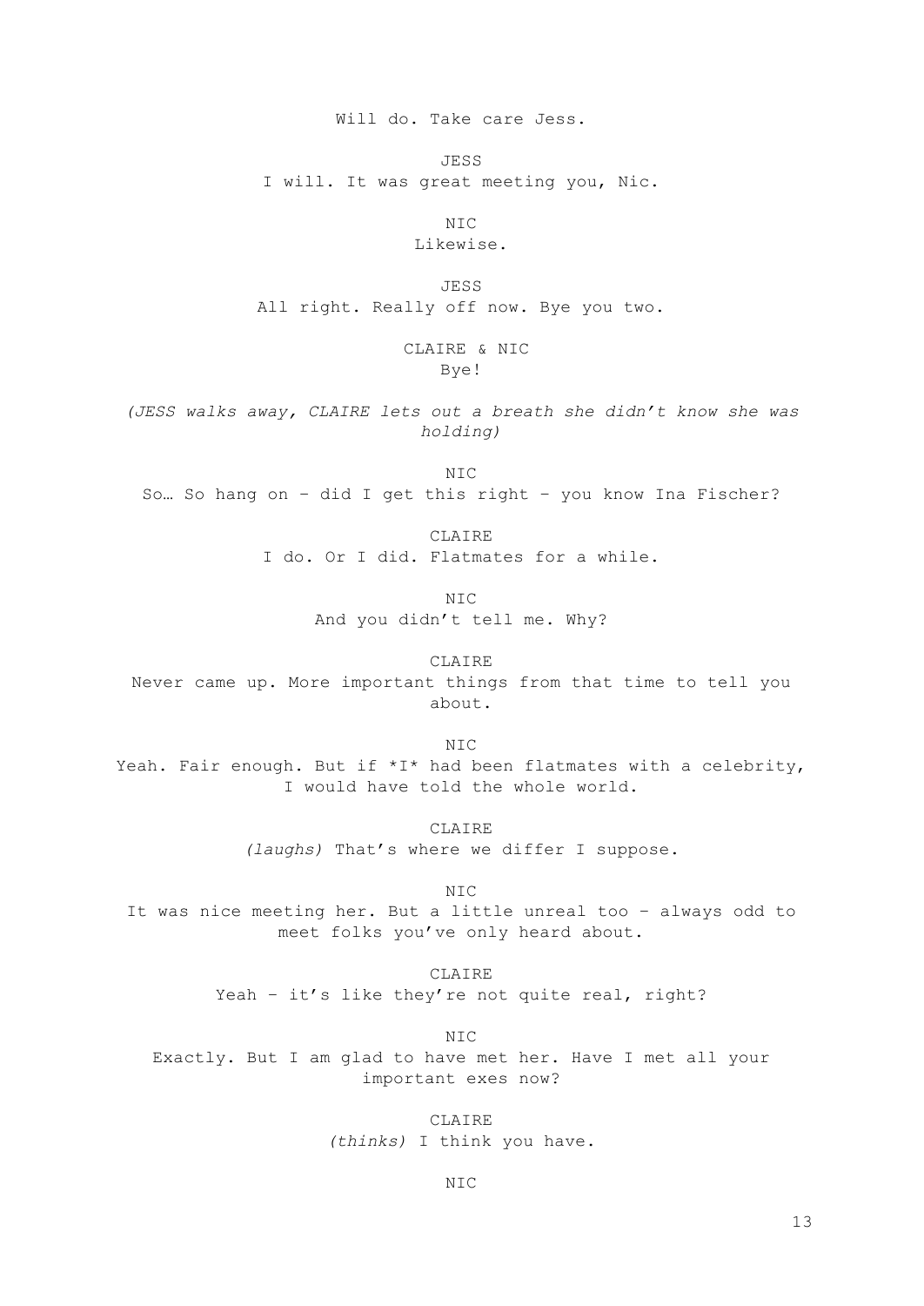Will do. Take care Jess.

JESS

I will. It was great meeting you, Nic.

NIC

Likewise.

JESS

All right. Really off now. Bye you two.

CLAIRE & NIC

Bye!

*(JESS walks away, CLAIRE lets out a breath she didn't know she was holding)*

NIC

So… So hang on – did I get this right – you know Ina Fischer?

CLAIRE

I do. Or I did. Flatmates for a while.

NIC

And you didn't tell me. Why?

CLAIRE

Never came up. More important things from that time to tell you about.

NIC

Yeah. Fair enough. But if *I* had been flatmates with a celebrity, I would have told the whole world.

CLAIRE

*(laughs)* That's where we differ I suppose.

NIC

It was nice meeting her. But a little unreal too – always odd to meet folks you've only heard about.

CLAIRE

Yeah – it's like they're not quite real, right?

NIC

Exactly. But I am glad to have met her. Have I met all your important exes now?

CLAIRE

*(thinks)* I think you have.

NIC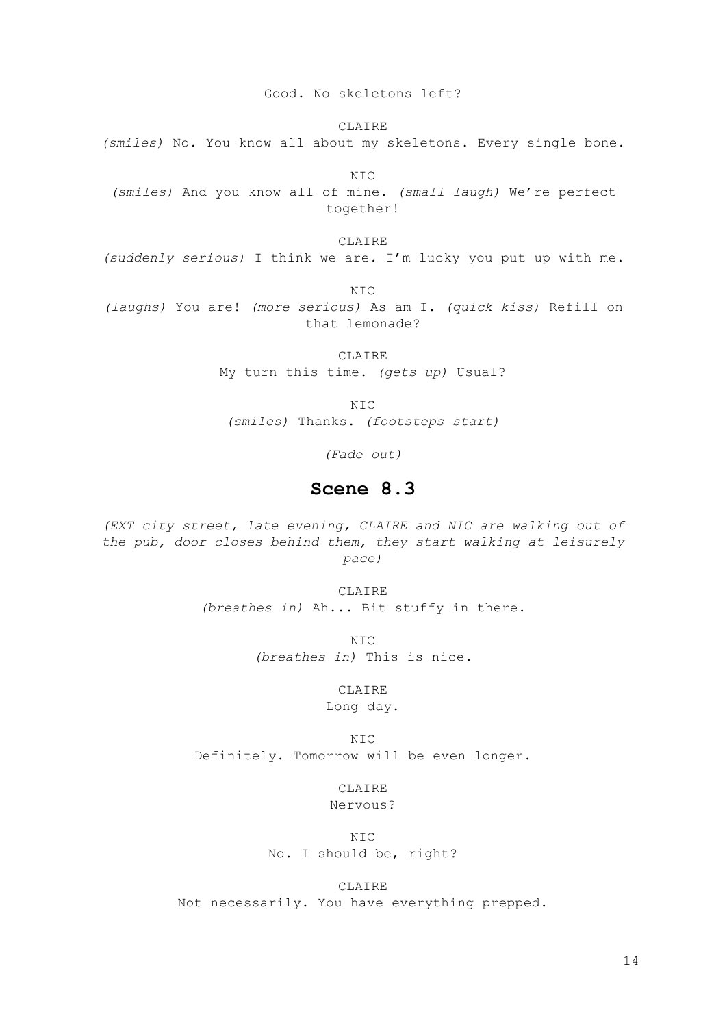Good. No skeletons left?

CLAIRE

*(smiles)* No. You know all about my skeletons. Every single bone.

NIC

*(smiles)* And you know all of mine. *(small laugh)* We're perfect together!

CLAIRE

*(suddenly serious)* I think we are. I'm lucky you put up with me.

NIC

*(laughs)* You are! *(more serious)* As am I. *(quick kiss)* Refill on that lemonade?

CLAIRE

My turn this time. *(gets up)* Usual?

NIC

*(smiles)* Thanks. *(footsteps start)*

*(Fade out)*

## Scene 8.3

*(EXT city street, late evening, CLAIRE and NIC are walking out of the pub, door closes behind them, they start walking at leisurely pace)*

CLAIRE

*(breathes in)* Ah... Bit stuffy in there.

NIC

*(breathes in)* This is nice.

CLAIRE

Long day.

NIC

Definitely. Tomorrow will be even longer.

CLAIRE

Nervous?

NIC

No. I should be, right?

CLAIRE

Not necessarily. You have everything prepped.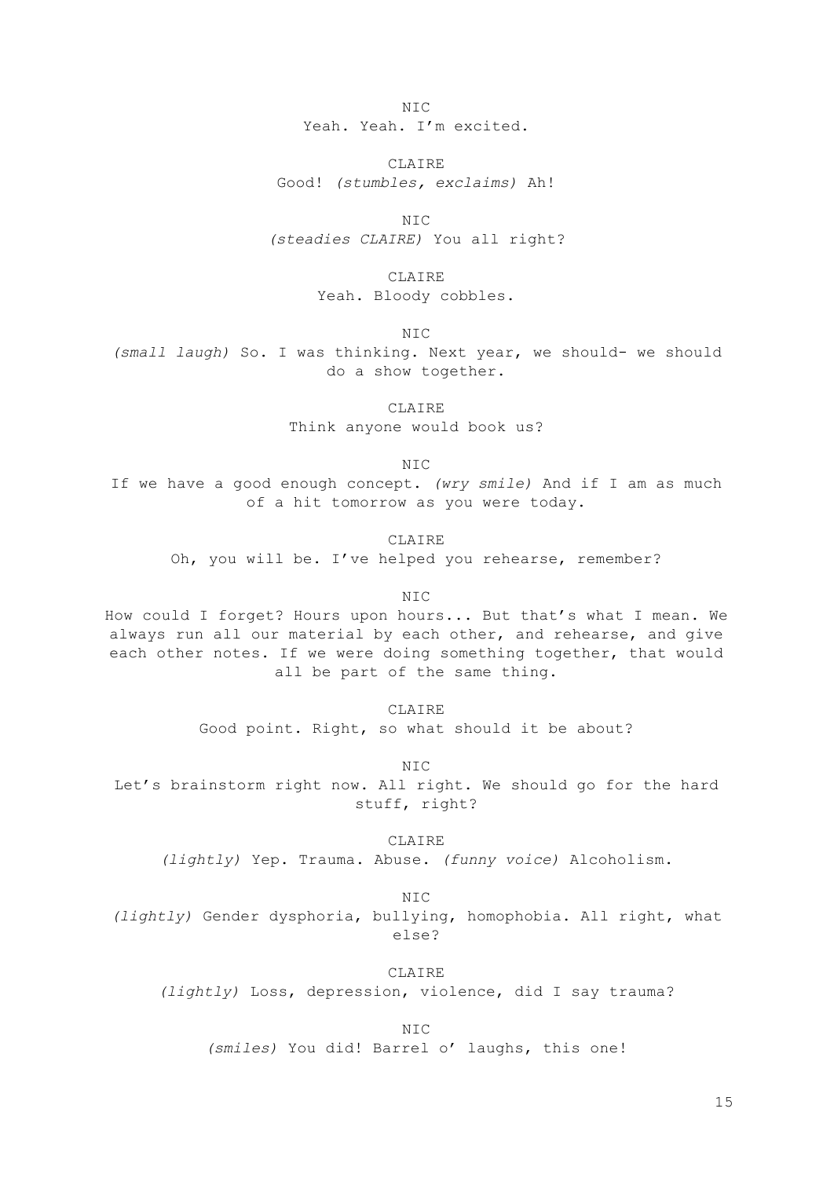NIC

Yeah. Yeah. I'm excited.

CLAIRE

Good! *(stumbles, exclaims)* Ah!

NIC

*(steadies CLAIRE)* You all right?

CLAIRE

Yeah. Bloody cobbles.

NIC

*(small laugh)* So. I was thinking. Next year, we should- we should do a show together.

CLAIRE

Think anyone would book us?

NIC

If we have a good enough concept. *(wry smile)* And if I am as much of a hit tomorrow as you were today.

CLAIRE

Oh, you will be. I've helped you rehearse, remember?

NIC

How could I forget? Hours upon hours... But that's what I mean. We always run all our material by each other, and rehearse, and give each other notes. If we were doing something together, that would all be part of the same thing.

CLAIRE

Good point. Right, so what should it be about?

NIC

Let's brainstorm right now. All right. We should go for the hard stuff, right?

CLAIRE

*(lightly)* Yep. Trauma. Abuse. *(funny voice)* Alcoholism.

NIC

*(lightly)* Gender dysphoria, bullying, homophobia. All right, what else?

CLAIRE

*(lightly)* Loss, depression, violence, did I say trauma?

NIC

*(smiles)* You did! Barrel o' laughs, this one!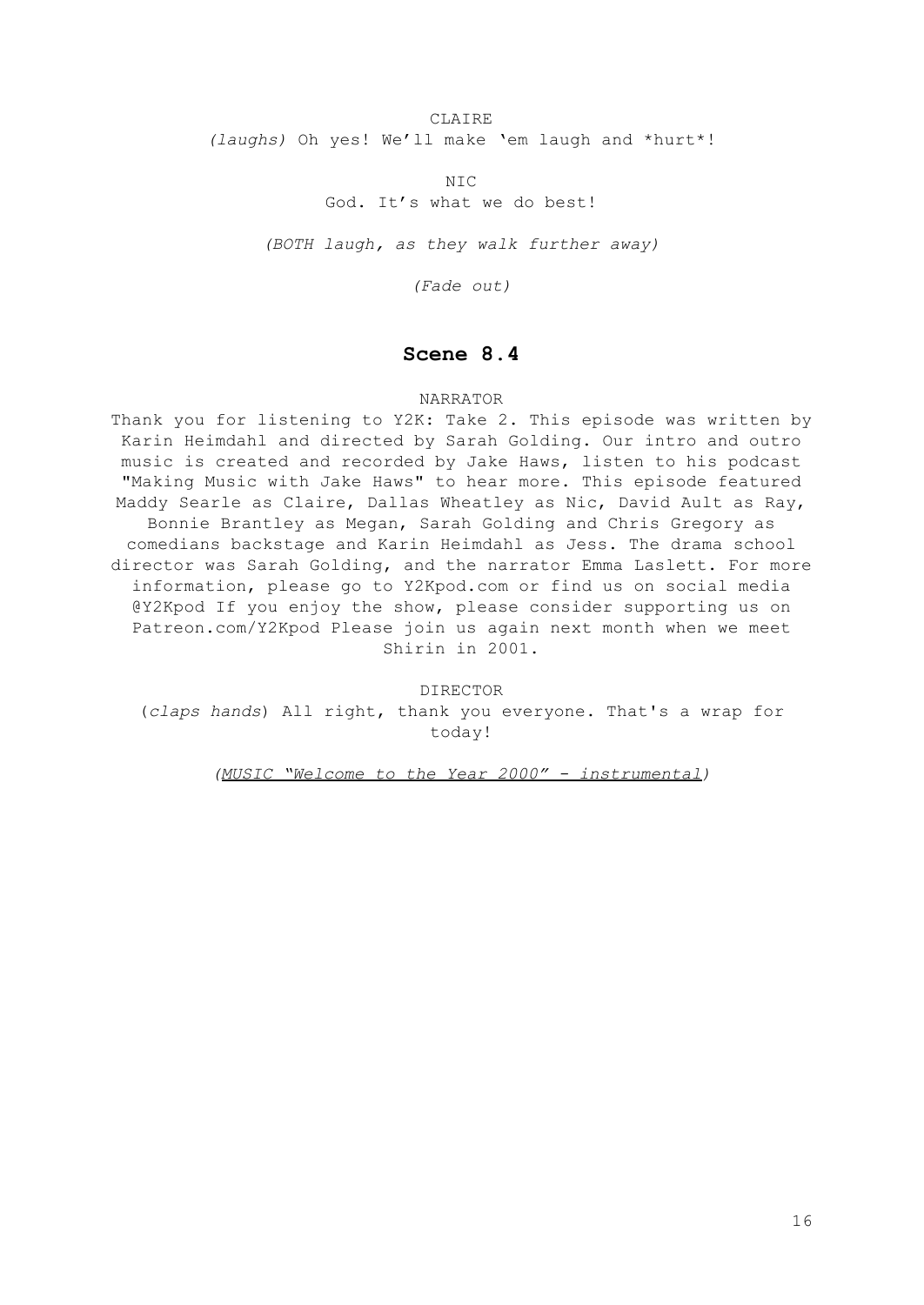CLAIRE

*(laughs)* Oh yes! We'll make 'em laugh and *hurt*!

NIC

God. It's what we do best!

*(BOTH laugh, as they walk further away)*

*(Fade out)*

## Scene 8.4

NARRATOR

Thank you for listening to Y2K: Take 2. This episode was written by Karin Heimdahl and directed by Sarah Golding. Our intro and outro music is created and recorded by Jake Haws, listen to his podcast "Making Music with Jake Haws" to hear more. This episode featured Maddy Searle as Claire, Dallas Wheatley as Nic, David Ault as Ray, Bonnie Brantley as Megan, Sarah Golding and Chris Gregory as comedians backstage and Karin Heimdahl as Jess. The drama school director was Sarah Golding, and the narrator Emma Laslett. For more information, please go to Y2Kpod.com or find us on social media @Y2Kpod If you enjoy the show, please consider supporting us on Patreon.com/Y2Kpod Please join us again next month when we meet Shirin in 2001.

DIRECTOR

(*claps hands*) All right, thank you everyone. That's a wrap for today!

*(MUSIC "Welcome to the Year 2000" - instrumental)*